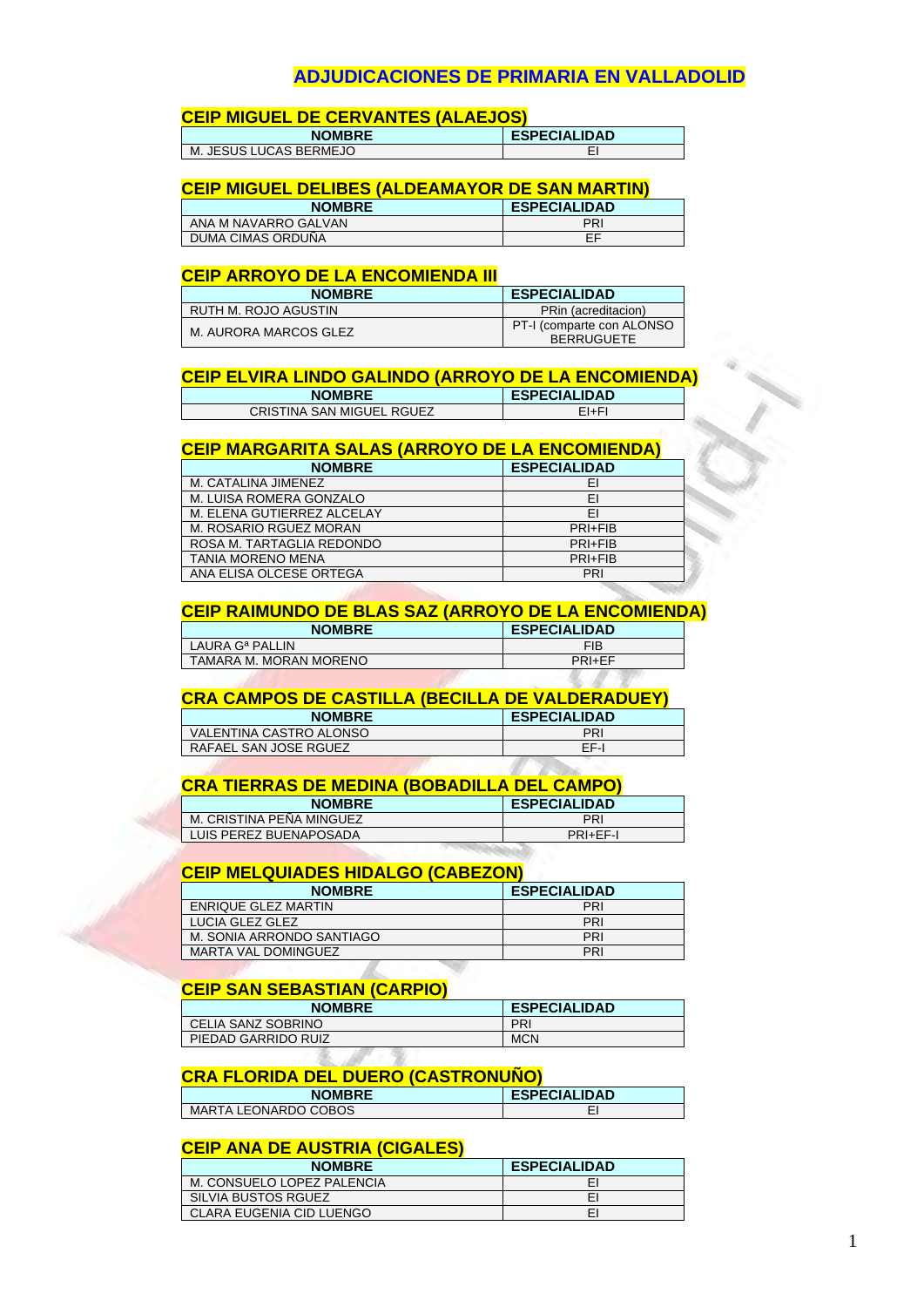# ADJUDICACIONES DE PRIMARIA EN VALLADOLID

## CEIP MIGUEL DE CERVANTES (ALAEJOS)

| NOMBRE | ESPECIALIDAD |
|---|---|
| M. JESUS LUCAS BERMEJO | EI |

## CEIP MIGUEL DELIBES (ALDEAMAYOR DE SAN MARTIN)

| NOMBRE | ESPECIALIDAD |
|---|---|
| ANA M NAVARRO GALVAN | PRI |
| DUMA CIMAS ORDUÑA | EF |

## CEIP ARROYO DE LA ENCOMIENDA III

| NOMBRE | ESPECIALIDAD |
|---|---|
| RUTH M. ROJO AGUSTIN | PRin (acreditacion) |
| M. AURORA MARCOS GLEZ | PT-I (comparte con ALONSO BERRUGUETE |

## CEIP ELVIRA LINDO GALINDO (ARROYO DE LA ENCOMIENDA)

| NOMBRE | ESPECIALIDAD |
|---|---|
| CRISTINA SAN MIGUEL RGUEZ | EI+FI |

## CEIP MARGARITA SALAS (ARROYO DE LA ENCOMIENDA)

| NOMBRE | ESPECIALIDAD |
|---|---|
| M. CATALINA JIMENEZ | EI |
| M. LUISA ROMERA GONZALO | EI |
| M. ELENA GUTIERREZ ALCELAY | EI |
| M. ROSARIO RGUEZ MORAN | PRI+FIB |
| ROSA M. TARTAGLIA REDONDO | PRI+FIB |
| TANIA MORENO MENA | PRI+FIB |
| ANA ELISA OLCESE ORTEGA | PRI |

## CEIP RAIMUNDO DE BLAS SAZ (ARROYO DE LA ENCOMIENDA)

| NOMBRE | ESPECIALIDAD |
|---|---|
| LAURA Gª PALLIN | FIB |
| TAMARA M. MORAN MORENO | PRI+EF |

## CRA CAMPOS DE CASTILLA (BECILLA DE VALDERADUEY)

| NOMBRE | ESPECIALIDAD |
|---|---|
| VALENTINA CASTRO ALONSO | PRI |
| RAFAEL SAN JOSE RGUEZ | EF-I |

## CRA TIERRAS DE MEDINA (BOBADILLA DEL CAMPO)

| NOMBRE | ESPECIALIDAD |
|---|---|
| M. CRISTINA PEÑA MINGUEZ | PRI |
| LUIS PEREZ BUENAPOSADA | PRI+EF-I |

## CEIP MELQUIADES HIDALGO (CABEZON)

| NOMBRE | ESPECIALIDAD |
|---|---|
| ENRIQUE GLEZ MARTIN | PRI |
| LUCIA GLEZ GLEZ | PRI |
| M. SONIA ARRONDO SANTIAGO | PRI |
| MARTA VAL DOMINGUEZ | PRI |

## CEIP SAN SEBASTIAN (CARPIO)

| NOMBRE | ESPECIALIDAD |
|---|---|
| CELIA SANZ SOBRINO | PRI |
| PIEDAD GARRIDO RUIZ | MCN |

## CRA FLORIDA DEL DUERO (CASTRONUÑO)

| NOMBRE | ESPECIALIDAD |
|---|---|
| MARTA LEONARDO COBOS | EI |

## CEIP ANA DE AUSTRIA (CIGALES)

| NOMBRE | ESPECIALIDAD |
|---|---|
| M. CONSUELO LOPEZ PALENCIA | EI |
| SILVIA BUSTOS RGUEZ | EI |
| CLARA EUGENIA CID LUENGO | EI |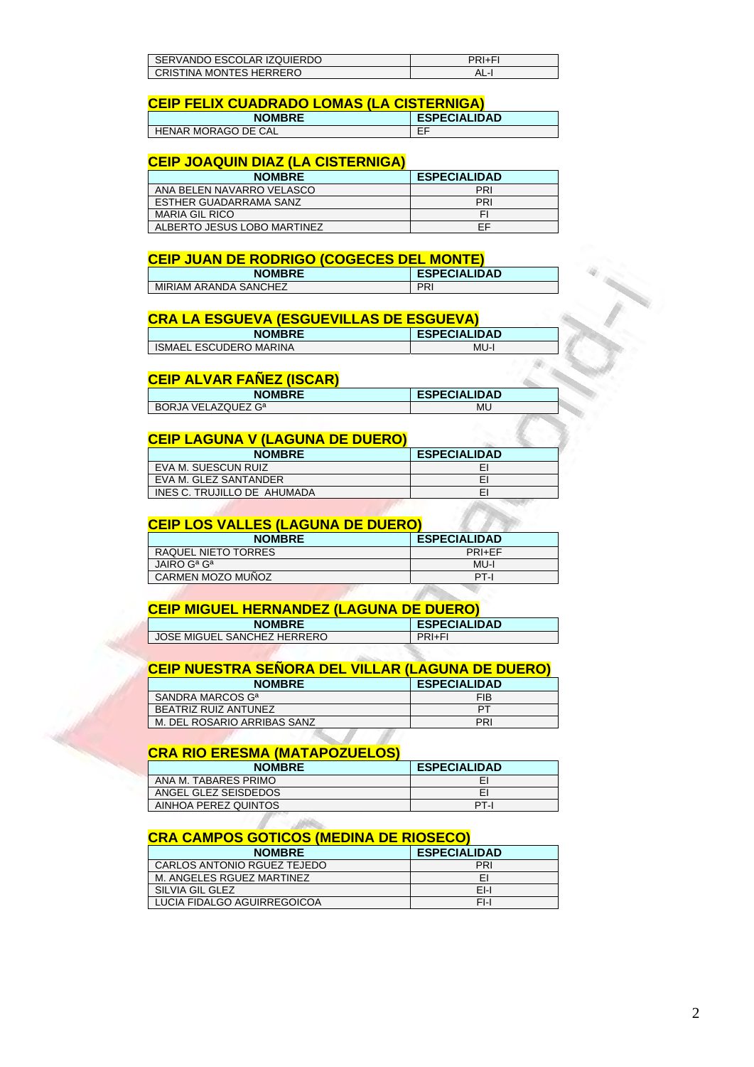| | |
|---|---|
| SERVANDO ESCOLAR IZQUIERDO | PRI+FI |
| CRISTINA MONTES HERRERO | AL-I |

## CEIP FELIX CUADRADO LOMAS (LA CISTERNIGA)

| NOMBRE | ESPECIALIDAD |
|---|---|
| HENAR MORAGO DE CAL | EF |

## CEIP JOAQUIN DIAZ (LA CISTERNIGA)

| NOMBRE | ESPECIALIDAD |
|---|---|
| ANA BELEN NAVARRO VELASCO | PRI |
| ESTHER GUADARRAMA SANZ | PRI |
| MARIA GIL RICO | FI |
| ALBERTO JESUS LOBO MARTINEZ | EF |

## CEIP JUAN DE RODRIGO (COGECES DEL MONTE)

| NOMBRE | ESPECIALIDAD |
|---|---|
| MIRIAM ARANDA SANCHEZ | PRI |

## CRA LA ESGUEVA (ESGUEVILLAS DE ESGUEVA)

| NOMBRE | ESPECIALIDAD |
|---|---|
| ISMAEL ESCUDERO MARINA | MU-I |

## CEIP ALVAR FAÑEZ (ISCAR)

| NOMBRE | ESPECIALIDAD |
|---|---|
| BORJA VELAZQUEZ Gª | MU |

## CEIP LAGUNA V (LAGUNA DE DUERO)

| NOMBRE | ESPECIALIDAD |
|---|---|
| EVA M. SUESCUN RUIZ | EI |
| EVA M. GLEZ SANTANDER | EI |
| INES C. TRUJILLO DE AHUMADA | EI |

## CEIP LOS VALLES (LAGUNA DE DUERO)

| NOMBRE | ESPECIALIDAD |
|---|---|
| RAQUEL NIETO TORRES | PRI+EF |
| JAIRO Gª Gª | MU-I |
| CARMEN MOZO MUÑOZ | PT-I |

## CEIP MIGUEL HERNANDEZ (LAGUNA DE DUERO)

| NOMBRE | ESPECIALIDAD |
|---|---|
| JOSE MIGUEL SANCHEZ HERRERO | PRI+FI |

## CEIP NUESTRA SEÑORA DEL VILLAR (LAGUNA DE DUERO)

| NOMBRE | ESPECIALIDAD |
|---|---|
| SANDRA MARCOS Gª | FIB |
| BEATRIZ RUIZ ANTUNEZ | PT |
| M. DEL ROSARIO ARRIBAS SANZ | PRI |

## CRA RIO ERESMA (MATAPOZUELOS)

| NOMBRE | ESPECIALIDAD |
|---|---|
| ANA M. TABARES PRIMO | EI |
| ANGEL GLEZ SEISDEDOS | EI |
| AINHOA PEREZ QUINTOS | PT-I |

## CRA CAMPOS GOTICOS (MEDINA DE RIOSECO)

| NOMBRE | ESPECIALIDAD |
|---|---|
| CARLOS ANTONIO RGUEZ TEJEDO | PRI |
| M. ANGELES RGUEZ MARTINEZ | EI |
| SILVIA GIL GLEZ | EI-I |
| LUCIA FIDALGO AGUIRREGOICOA | FI-I |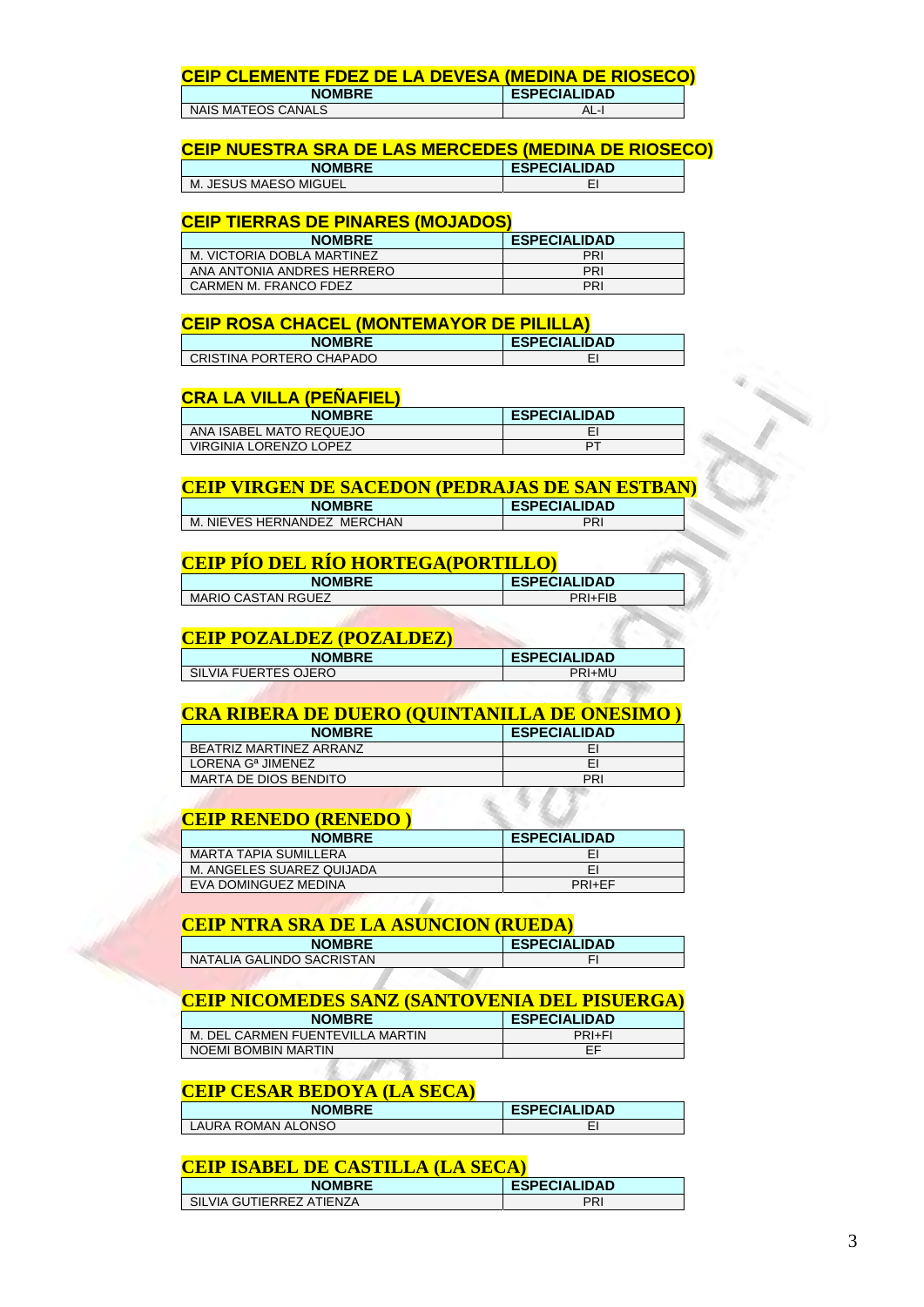### CEIP CLEMENTE FDEZ DE LA DEVESA (MEDINA DE RIOSECO)

| NOMBRE | ESPECIALIDAD |
|---|---|
| NAIS MATEOS CANALS | AL-I |

### CEIP NUESTRA SRA DE LAS MERCEDES (MEDINA DE RIOSECO)

| NOMBRE | ESPECIALIDAD |
|---|---|
| M. JESUS MAESO MIGUEL | EI |

### CEIP TIERRAS DE PINARES (MOJADOS)

| NOMBRE | ESPECIALIDAD |
|---|---|
| M. VICTORIA DOBLA MARTINEZ | PRI |
| ANA ANTONIA ANDRES HERRERO | PRI |
| CARMEN M. FRANCO FDEZ | PRI |

### CEIP ROSA CHACEL (MONTEMAYOR DE PILILLA)

| NOMBRE | ESPECIALIDAD |
|---|---|
| CRISTINA PORTERO CHAPADO | EI |

### CRA LA VILLA (PEÑAFIEL)

| NOMBRE | ESPECIALIDAD |
|---|---|
| ANA ISABEL MATO REQUEJO | EI |
| VIRGINIA LORENZO LOPEZ | PT |

### CEIP VIRGEN DE SACEDON (PEDRAJAS DE SAN ESTBAN)

| NOMBRE | ESPECIALIDAD |
|---|---|
| M. NIEVES HERNANDEZ MERCHAN | PRI |

### CEIP PÍO DEL RÍO HORTEGA(PORTILLO)

| NOMBRE | ESPECIALIDAD |
|---|---|
| MARIO CASTAN RGUEZ | PRI+FIB |

### CEIP POZALDEZ (POZALDEZ)

| NOMBRE | ESPECIALIDAD |
|---|---|
| SILVIA FUERTES OJERO | PRI+MU |

### CRA RIBERA DE DUERO (QUINTANILLA DE ONESIMO )

| NOMBRE | ESPECIALIDAD |
|---|---|
| BEATRIZ MARTINEZ ARRANZ | EI |
| LORENA Gª JIMENEZ | EI |
| MARTA DE DIOS BENDITO | PRI |

### CEIP RENEDO (RENEDO )

| NOMBRE | ESPECIALIDAD |
|---|---|
| MARTA TAPIA SUMILLERA | EI |
| M. ANGELES SUAREZ QUIJADA | EI |
| EVA DOMINGUEZ MEDINA | PRI+EF |

### CEIP NTRA SRA DE LA ASUNCION (RUEDA)

| NOMBRE | ESPECIALIDAD |
|---|---|
| NATALIA GALINDO SACRISTAN | FI |

### CEIP NICOMEDES SANZ (SANTOVENIA DEL PISUERGA)

| NOMBRE | ESPECIALIDAD |
|---|---|
| M. DEL CARMEN FUENTEVILLA MARTIN | PRI+FI |
| NOEMI BOMBIN MARTIN | EF |

### CEIP CESAR BEDOYA (LA SECA)

| NOMBRE | ESPECIALIDAD |
|---|---|
| LAURA ROMAN ALONSO | EI |

### CEIP ISABEL DE CASTILLA (LA SECA)

| NOMBRE | ESPECIALIDAD |
|---|---|
| SILVIA GUTIERREZ ATIENZA | PRI |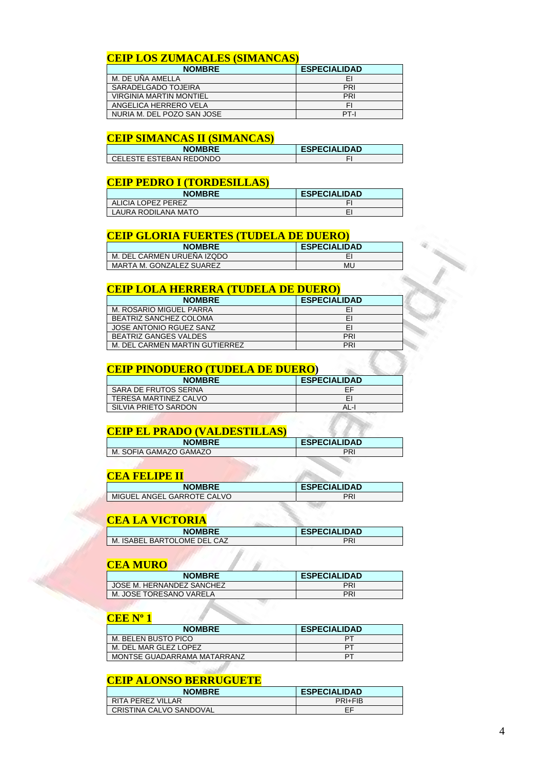## CEIP LOS ZUMACALES (SIMANCAS)

| NOMBRE | ESPECIALIDAD |
|---|---|
| M. DE UÑA AMELLA | EI |
| SARADELGADO TOJEIRA | PRI |
| VIRGINIA MARTIN MONTIEL | PRI |
| ANGELICA HERRERO VELA | FI |
| NURIA M. DEL POZO SAN JOSE | PT-I |

## CEIP SIMANCAS II (SIMANCAS)

| NOMBRE | ESPECIALIDAD |
|---|---|
| CELESTE ESTEBAN REDONDO | FI |

## CEIP PEDRO I (TORDESILLAS)

| NOMBRE | ESPECIALIDAD |
|---|---|
| ALICIA LOPEZ PEREZ | FI |
| LAURA RODILANA MATO | EI |

## CEIP GLORIA FUERTES (TUDELA DE DUERO)

| NOMBRE | ESPECIALIDAD |
|---|---|
| M. DEL CARMEN URUEÑA IZQDO | EI |
| MARTA M. GONZALEZ SUAREZ | MU |

## CEIP LOLA HERRERA (TUDELA DE DUERO)

| NOMBRE | ESPECIALIDAD |
|---|---|
| M. ROSARIO MIGUEL PARRA | EI |
| BEATRIZ SANCHEZ COLOMA | EI |
| JOSE ANTONIO RGUEZ SANZ | EI |
| BEATRIZ GANGES VALDES | PRI |
| M. DEL CARMEN MARTIN GUTIERREZ | PRI |

## CEIP PINODUERO (TUDELA DE DUERO)

| NOMBRE | ESPECIALIDAD |
|---|---|
| SARA DE FRUTOS SERNA | EF |
| TERESA MARTINEZ CALVO | EI |
| SILVIA PRIETO SARDON | AL-I |

## CEIP EL PRADO (VALDESTILLAS)

| NOMBRE | ESPECIALIDAD |
|---|---|
| M. SOFIA GAMAZO GAMAZO | PRI |

## CEA FELIPE II

| NOMBRE | ESPECIALIDAD |
|---|---|
| MIGUEL ANGEL GARROTE CALVO | PRI |

## CEA LA VICTORIA

| NOMBRE | ESPECIALIDAD |
|---|---|
| M. ISABEL BARTOLOME DEL CAZ | PRI |

## CEA MURO

| NOMBRE | ESPECIALIDAD |
|---|---|
| JOSE M. HERNANDEZ SANCHEZ | PRI |
| M. JOSE TORESANO VARELA | PRI |

## CEE Nº 1

| NOMBRE | ESPECIALIDAD |
|---|---|
| M. BELEN BUSTO PICO | PT |
| M. DEL MAR GLEZ LOPEZ | PT |
| MONTSE GUADARRAMA MATARRANZ | PT |

## CEIP ALONSO BERRUGUETE

| NOMBRE | ESPECIALIDAD |
|---|---|
| RITA PEREZ VILLAR | PRI+FIB |
| CRISTINA CALVO SANDOVAL | EF |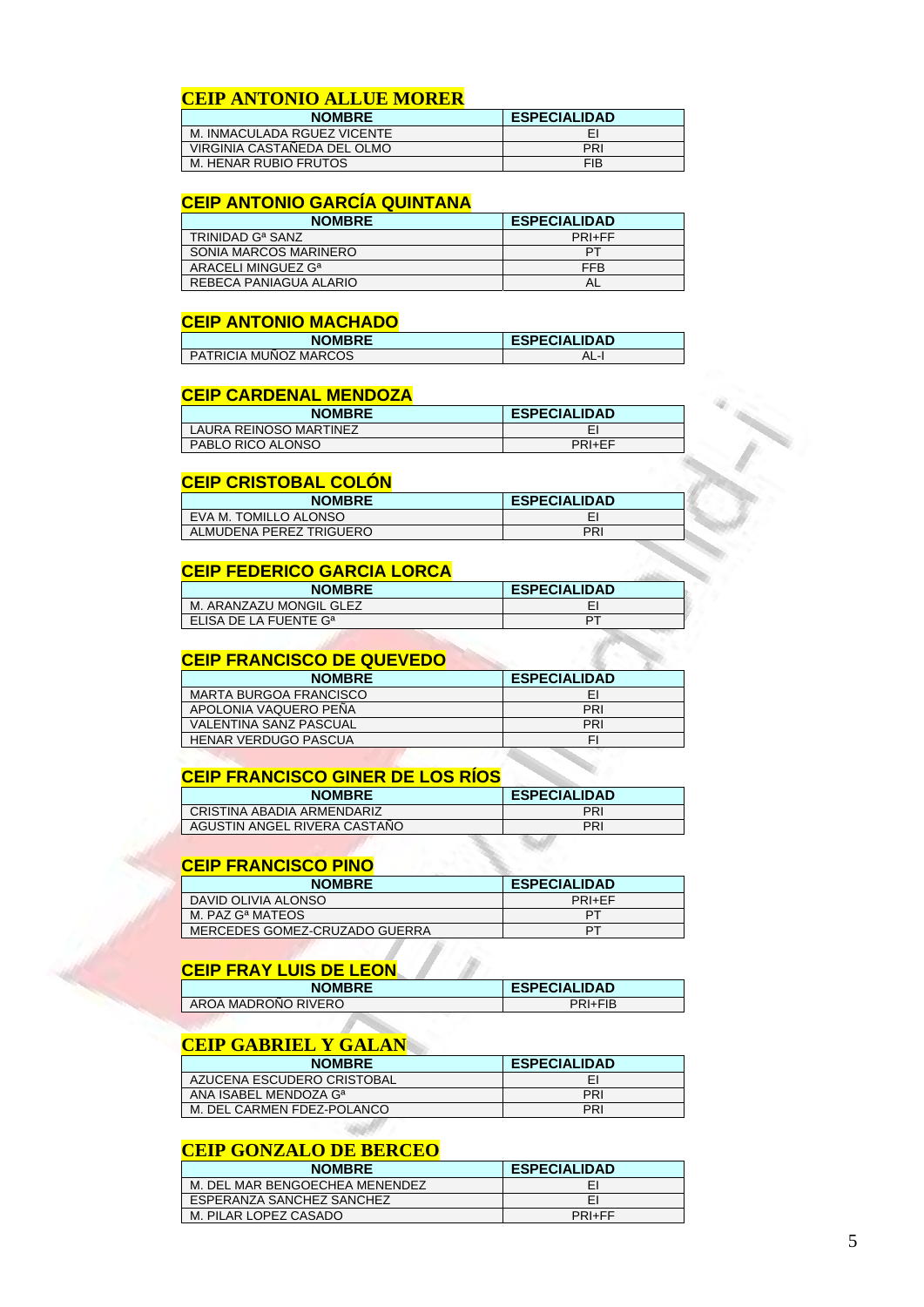## CEIP ANTONIO ALLUE MORER

| NOMBRE | ESPECIALIDAD |
|---|---|
| M. INMACULADA RGUEZ VICENTE | EI |
| VIRGINIA CASTAÑEDA DEL OLMO | PRI |
| M. HENAR RUBIO FRUTOS | FIB |

## CEIP ANTONIO GARCÍA QUINTANA

| NOMBRE | ESPECIALIDAD |
|---|---|
| TRINIDAD Gª SANZ | PRI+FF |
| SONIA MARCOS MARINERO | PT |
| ARACELI MINGUEZ Gª | FFB |
| REBECA PANIAGUA ALARIO | AL |

## CEIP ANTONIO MACHADO

| NOMBRE | ESPECIALIDAD |
|---|---|
| PATRICIA MUÑOZ MARCOS | AL-I |

## CEIP CARDENAL MENDOZA

| NOMBRE | ESPECIALIDAD |
|---|---|
| LAURA REINOSO MARTINEZ | EI |
| PABLO RICO ALONSO | PRI+EF |

## CEIP CRISTOBAL COLÓN

| NOMBRE | ESPECIALIDAD |
|---|---|
| EVA M. TOMILLO ALONSO | EI |
| ALMUDENA PEREZ TRIGUERO | PRI |

## CEIP FEDERICO GARCIA LORCA

| NOMBRE | ESPECIALIDAD |
|---|---|
| M. ARANZAZU MONGIL GLEZ | EI |
| ELISA DE LA FUENTE Gª | PT |

## CEIP FRANCISCO DE QUEVEDO

| NOMBRE | ESPECIALIDAD |
|---|---|
| MARTA BURGOA FRANCISCO | EI |
| APOLONIA VAQUERO PEÑA | PRI |
| VALENTINA SANZ PASCUAL | PRI |
| HENAR VERDUGO PASCUA | FI |

## CEIP FRANCISCO GINER DE LOS RÍOS

| NOMBRE | ESPECIALIDAD |
|---|---|
| CRISTINA ABADIA ARMENDARIZ | PRI |
| AGUSTIN ANGEL RIVERA CASTAÑO | PRI |

## CEIP FRANCISCO PINO

| NOMBRE | ESPECIALIDAD |
|---|---|
| DAVID OLIVIA ALONSO | PRI+EF |
| M. PAZ Gª MATEOS | PT |
| MERCEDES GOMEZ-CRUZADO GUERRA | PT |

## CEIP FRAY LUIS DE LEON

| NOMBRE | ESPECIALIDAD |
|---|---|
| AROA MADROÑO RIVERO | PRI+FIB |

## CEIP GABRIEL Y GALAN

| NOMBRE | ESPECIALIDAD |
|---|---|
| AZUCENA ESCUDERO CRISTOBAL | EI |
| ANA ISABEL MENDOZA Gª | PRI |
| M. DEL CARMEN FDEZ-POLANCO | PRI |

## CEIP GONZALO DE BERCEO

| NOMBRE | ESPECIALIDAD |
|---|---|
| M. DEL MAR BENGOECHEA MENENDEZ | EI |
| ESPERANZA SANCHEZ SANCHEZ | EI |
| M. PILAR LOPEZ CASADO | PRI+FF |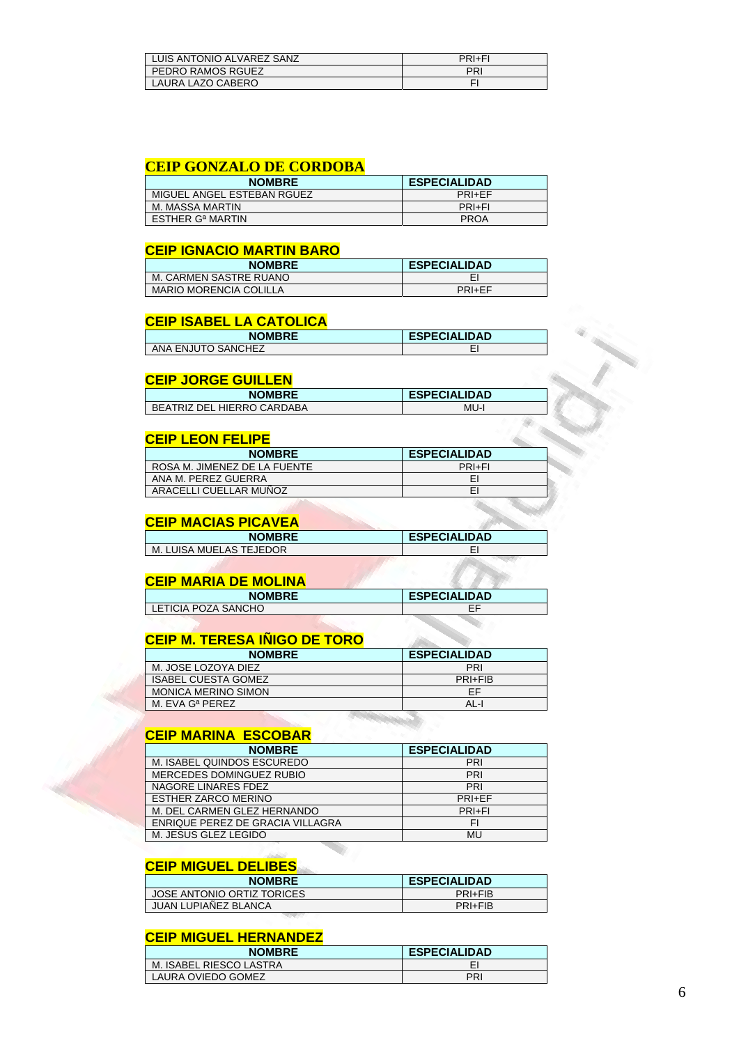| NOMBRE | ESPECIALIDAD |
| --- | --- |
| LUIS ANTONIO ALVAREZ SANZ | PRI+FI |
| PEDRO RAMOS RGUEZ | PRI |
| LAURA LAZO CABERO | FI |

## CEIP GONZALO DE CORDOBA

| NOMBRE | ESPECIALIDAD |
| --- | --- |
| MIGUEL ANGEL ESTEBAN RGUEZ | PRI+EF |
| M. MASSA MARTIN | PRI+FI |
| ESTHER Gª MARTIN | PROA |

## CEIP IGNACIO MARTIN BARO

| NOMBRE | ESPECIALIDAD |
| --- | --- |
| M. CARMEN SASTRE RUANO | EI |
| MARIO MORENCIA COLILLA | PRI+EF |

## CEIP ISABEL LA CATOLICA

| NOMBRE | ESPECIALIDAD |
| --- | --- |
| ANA ENJUTO SANCHEZ | EI |

## CEIP JORGE GUILLEN

| NOMBRE | ESPECIALIDAD |
| --- | --- |
| BEATRIZ DEL HIERRO CARDABA | MU-I |

## CEIP LEON FELIPE

| NOMBRE | ESPECIALIDAD |
| --- | --- |
| ROSA M. JIMENEZ DE LA FUENTE | PRI+FI |
| ANA M. PEREZ GUERRA | EI |
| ARACELLI CUELLAR MUÑOZ | EI |

## CEIP MACIAS PICAVEA

| NOMBRE | ESPECIALIDAD |
| --- | --- |
| M. LUISA MUELAS TEJEDOR | EI |

## CEIP MARIA DE MOLINA

| NOMBRE | ESPECIALIDAD |
| --- | --- |
| LETICIA POZA SANCHO | EF |

## CEIP M. TERESA IÑIGO DE TORO

| NOMBRE | ESPECIALIDAD |
| --- | --- |
| M. JOSE LOZOYA DIEZ | PRI |
| ISABEL CUESTA GOMEZ | PRI+FIB |
| MONICA MERINO SIMON | EF |
| M. EVA Gª PEREZ | AL-I |

## CEIP MARINA ESCOBAR

| NOMBRE | ESPECIALIDAD |
| --- | --- |
| M. ISABEL QUINDOS ESCUREDO | PRI |
| MERCEDES DOMINGUEZ RUBIO | PRI |
| NAGORE LINARES FDEZ | PRI |
| ESTHER ZARCO MERINO | PRI+EF |
| M. DEL CARMEN GLEZ HERNANDO | PRI+FI |
| ENRIQUE PEREZ DE GRACIA VILLAGRA | FI |
| M. JESUS GLEZ LEGIDO | MU |

## CEIP MIGUEL DELIBES

| NOMBRE | ESPECIALIDAD |
| --- | --- |
| JOSE ANTONIO ORTIZ TORICES | PRI+FIB |
| JUAN LUPIAÑEZ BLANCA | PRI+FIB |

## CEIP MIGUEL HERNANDEZ

| NOMBRE | ESPECIALIDAD |
| --- | --- |
| M. ISABEL RIESCO LASTRA | EI |
| LAURA OVIEDO GOMEZ | PRI |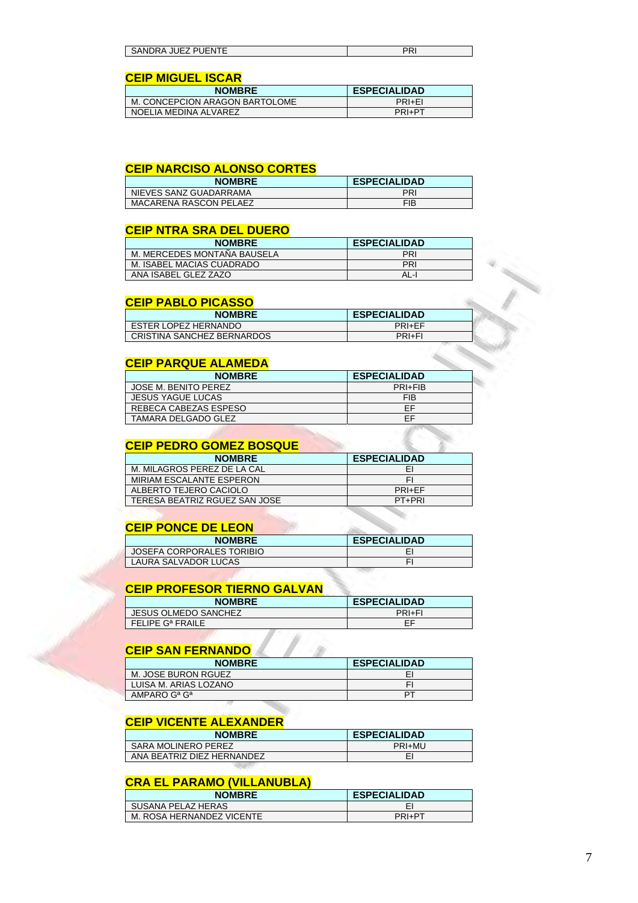| SANDRA JUEZ PUENTE | PRI |
| --- | --- |

## CEIP MIGUEL ISCAR

| NOMBRE | ESPECIALIDAD |
| --- | --- |
| M. CONCEPCION ARAGON BARTOLOME | PRI+EI |
| NOELIA MEDINA ALVAREZ | PRI+PT |

## CEIP NARCISO ALONSO CORTES

| NOMBRE | ESPECIALIDAD |
| --- | --- |
| NIEVES SANZ GUADARRAMA | PRI |
| MACARENA RASCON PELAEZ | FIB |

## CEIP NTRA SRA DEL DUERO

| NOMBRE | ESPECIALIDAD |
| --- | --- |
| M. MERCEDES MONTAÑA BAUSELA | PRI |
| M. ISABEL MACIAS CUADRADO | PRI |
| ANA ISABEL GLEZ ZAZO | AL-I |

## CEIP PABLO PICASSO

| NOMBRE | ESPECIALIDAD |
| --- | --- |
| ESTER LOPEZ HERNANDO | PRI+EF |
| CRISTINA SANCHEZ BERNARDOS | PRI+FI |

## CEIP PARQUE ALAMEDA

| NOMBRE | ESPECIALIDAD |
| --- | --- |
| JOSE M. BENITO PEREZ | PRI+FIB |
| JESUS YAGUE LUCAS | FIB |
| REBECA CABEZAS ESPESO | EF |
| TAMARA DELGADO GLEZ | EF |

## CEIP PEDRO GOMEZ BOSQUE

| NOMBRE | ESPECIALIDAD |
| --- | --- |
| M. MILAGROS PEREZ DE LA CAL | EI |
| MIRIAM ESCALANTE ESPERON | FI |
| ALBERTO TEJERO CACIOLO | PRI+EF |
| TERESA BEATRIZ RGUEZ SAN JOSE | PT+PRI |

## CEIP PONCE DE LEON

| NOMBRE | ESPECIALIDAD |
| --- | --- |
| JOSEFA CORPORALES TORIBIO | EI |
| LAURA SALVADOR LUCAS | FI |

## CEIP PROFESOR TIERNO GALVAN

| NOMBRE | ESPECIALIDAD |
| --- | --- |
| JESUS OLMEDO SANCHEZ | PRI+FI |
| FELIPE Gª FRAILE | EF |

## CEIP SAN FERNANDO

| NOMBRE | ESPECIALIDAD |
| --- | --- |
| M. JOSE BURON RGUEZ | EI |
| LUISA M. ARIAS LOZANO | FI |
| AMPARO Gª Gª | PT |

## CEIP VICENTE ALEXANDER

| NOMBRE | ESPECIALIDAD |
| --- | --- |
| SARA MOLINERO PEREZ | PRI+MU |
| ANA BEATRIZ DIEZ HERNANDEZ | EI |

## CRA EL PARAMO (VILLANUBLA)

| NOMBRE | ESPECIALIDAD |
| --- | --- |
| SUSANA PELAZ HERAS | EI |
| M. ROSA HERNANDEZ VICENTE | PRI+PT |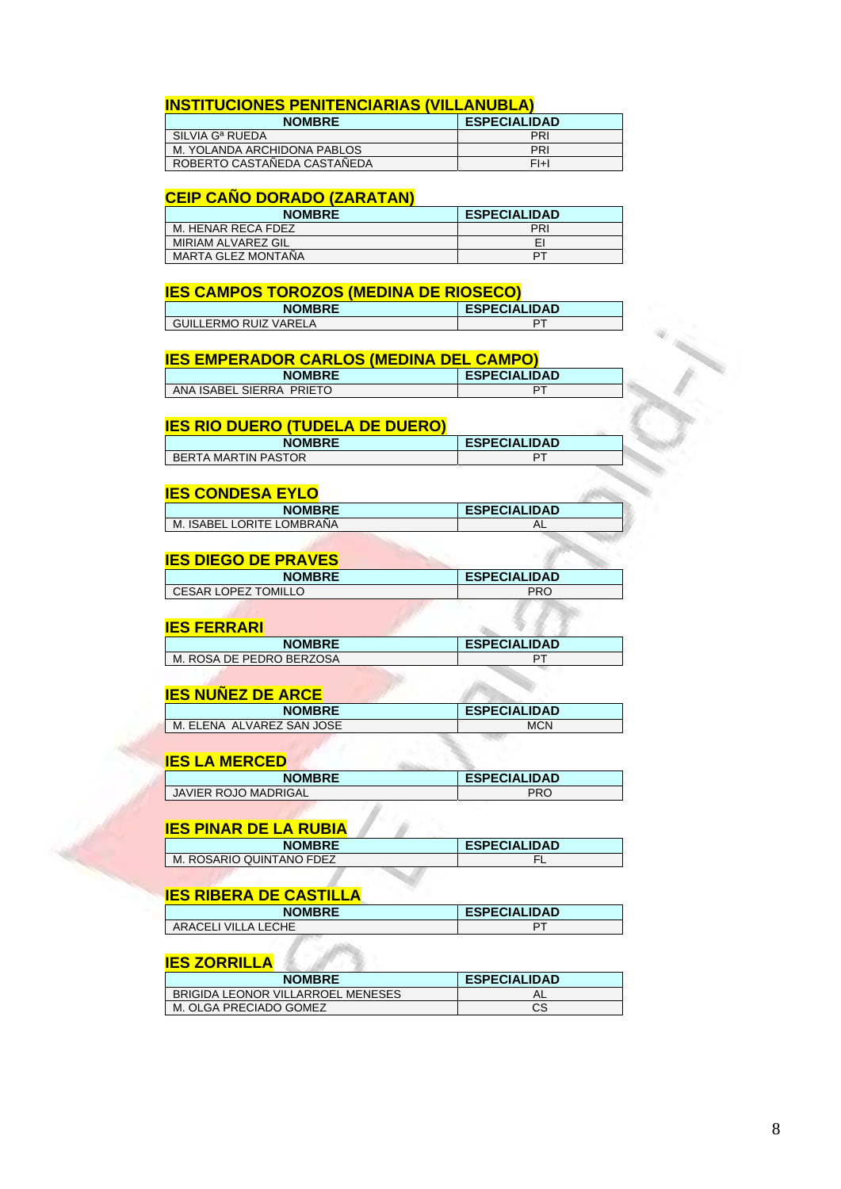## INSTITUCIONES PENITENCIARIAS (VILLANUBLA)

| NOMBRE | ESPECIALIDAD |
|---|---|
| SILVIA Gª RUEDA | PRI |
| M. YOLANDA ARCHIDONA PABLOS | PRI |
| ROBERTO CASTAÑEDA CASTAÑEDA | FI+I |

## CEIP CAÑO DORADO (ZARATAN)

| NOMBRE | ESPECIALIDAD |
|---|---|
| M. HENAR RECA FDEZ | PRI |
| MIRIAM ALVAREZ GIL | EI |
| MARTA GLEZ MONTAÑA | PT |

## IES CAMPOS TOROZOS (MEDINA DE RIOSECO)

| NOMBRE | ESPECIALIDAD |
|---|---|
| GUILLERMO RUIZ VARELA | PT |

## IES EMPERADOR CARLOS (MEDINA DEL CAMPO)

| NOMBRE | ESPECIALIDAD |
|---|---|
| ANA ISABEL SIERRA PRIETO | PT |

## IES RIO DUERO (TUDELA DE DUERO)

| NOMBRE | ESPECIALIDAD |
|---|---|
| BERTA MARTIN PASTOR | PT |

## IES CONDESA EYLO

| NOMBRE | ESPECIALIDAD |
|---|---|
| M. ISABEL LORITE LOMBRAÑA | AL |

## IES DIEGO DE PRAVES

| NOMBRE | ESPECIALIDAD |
|---|---|
| CESAR LOPEZ TOMILLO | PRO |

## IES FERRARI

| NOMBRE | ESPECIALIDAD |
|---|---|
| M. ROSA DE PEDRO BERZOSA | PT |

## IES NUÑEZ DE ARCE

| NOMBRE | ESPECIALIDAD |
|---|---|
| M. ELENA ALVAREZ SAN JOSE | MCN |

## IES LA MERCED

| NOMBRE | ESPECIALIDAD |
|---|---|
| JAVIER ROJO MADRIGAL | PRO |

## IES PINAR DE LA RUBIA

| NOMBRE | ESPECIALIDAD |
|---|---|
| M. ROSARIO QUINTANO FDEZ | FL |

## IES RIBERA DE CASTILLA

| NOMBRE | ESPECIALIDAD |
|---|---|
| ARACELI VILLA LECHE | PT |

## IES ZORRILLA

| NOMBRE | ESPECIALIDAD |
|---|---|
| BRIGIDA LEONOR VILLARROEL MENESES | AL |
| M. OLGA PRECIADO GOMEZ | CS |